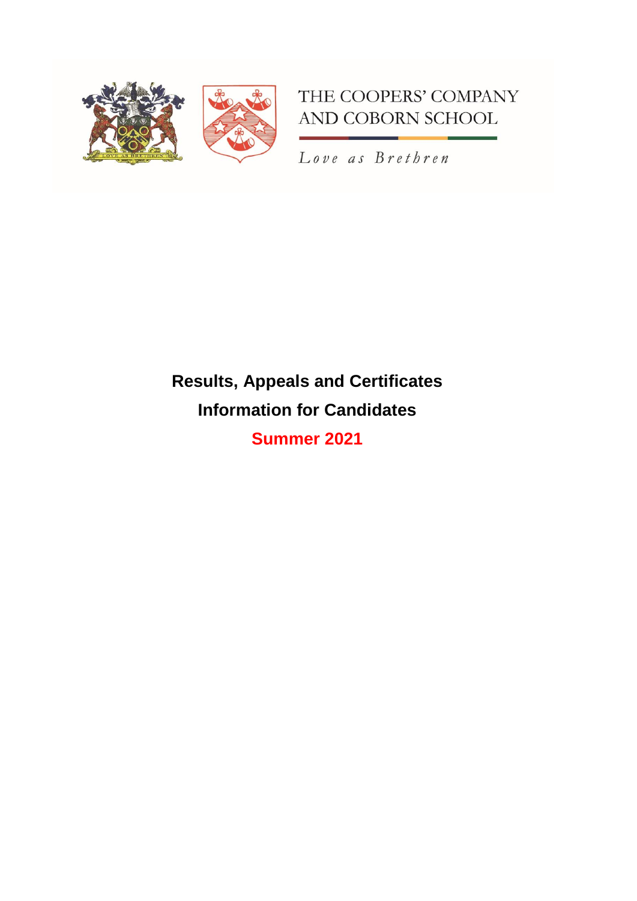THE COOPERS' COMPANY AND COBORN SCHOOL

*Love as Brethren*

# Results, Appeals and Certificates

# Information for Candidates

# Summer 2021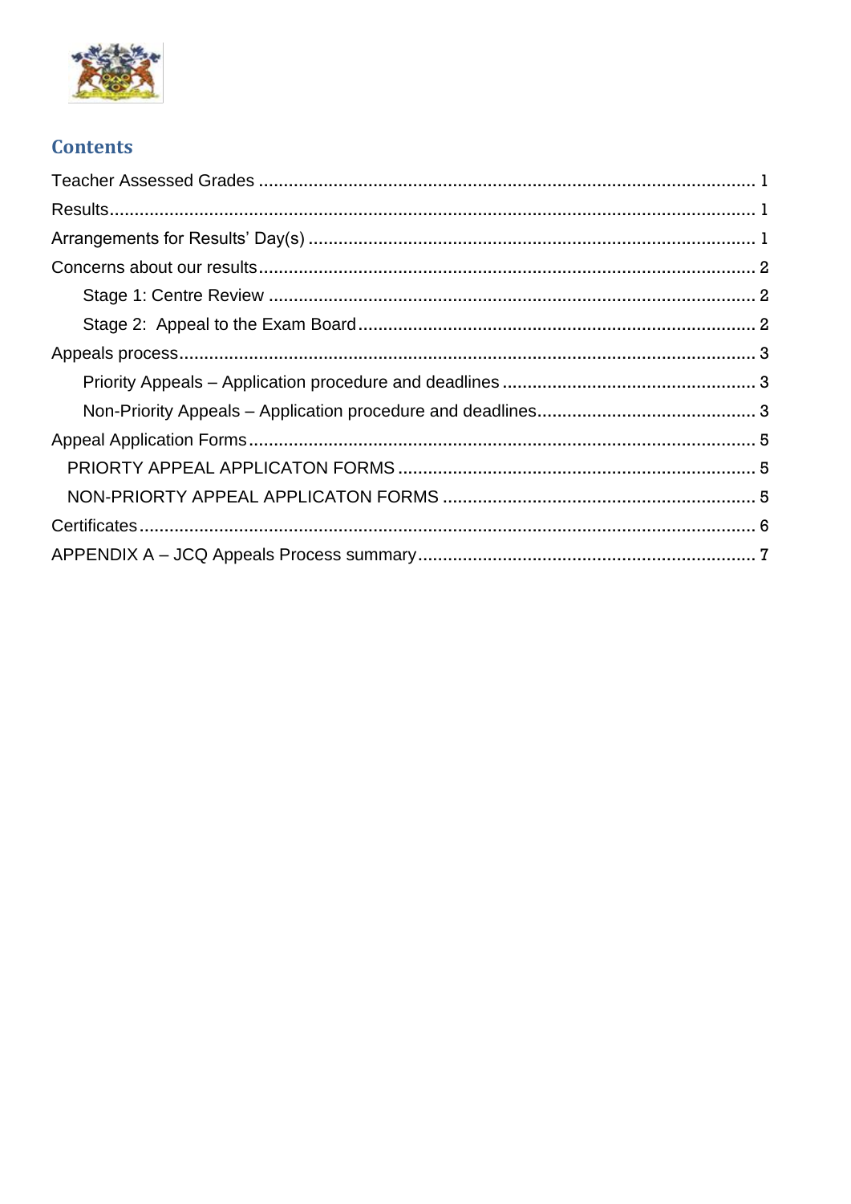## Contents

Teacher Assessed Grades ........................................................................................ 1
Results.................................................................................................................... 1
Arrangements for Results' Day(s) .......................................................................... 1
Concerns about our results.................................................................................... 2
  Stage 1: Centre Review ..................................................................................... 2
  Stage 2: Appeal to the Exam Board................................................................... 2
Appeals process..................................................................................................... 3
  Priority Appeals – Application procedure and deadlines .................................... 3
  Non-Priority Appeals – Application procedure and deadlines............................. 3
Appeal Application Forms....................................................................................... 5
  PRIORTY APPEAL APPLICATON FORMS ........................................................ 5
  NON-PRIORTY APPEAL APPLICATON FORMS ............................................... 5
Certificates.............................................................................................................. 6
APPENDIX A – JCQ Appeals Process summary.................................................... 7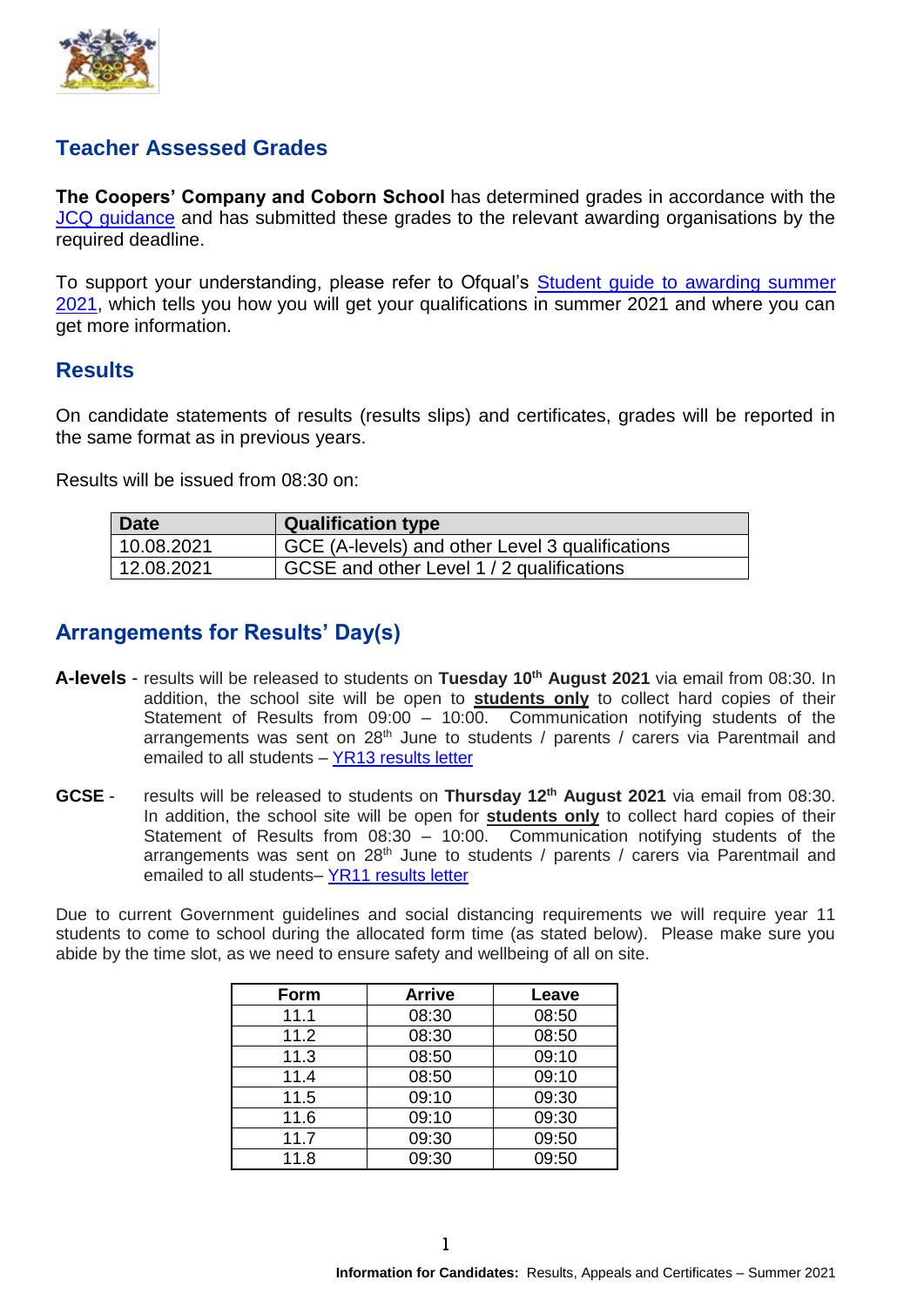## Teacher Assessed Grades

**The Coopers' Company and Coborn School** has determined grades in accordance with the JCQ guidance and has submitted these grades to the relevant awarding organisations by the required deadline.

To support your understanding, please refer to Ofqual's Student guide to awarding summer 2021, which tells you how you will get your qualifications in summer 2021 and where you can get more information.

## Results

On candidate statements of results (results slips) and certificates, grades will be reported in the same format as in previous years.

Results will be issued from 08:30 on:

| Date | Qualification type |
|---|---|
| 10.08.2021 | GCE (A-levels) and other Level 3 qualifications |
| 12.08.2021 | GCSE and other Level 1 / 2 qualifications |

## Arrangements for Results' Day(s)

**A-levels** - results will be released to students on **Tuesday 10th August 2021** via email from 08:30. In addition, the school site will be open to **students only** to collect hard copies of their Statement of Results from 09:00 – 10:00. Communication notifying students of the arrangements was sent on 28th June to students / parents / carers via Parentmail and emailed to all students – YR13 results letter

**GCSE** - results will be released to students on **Thursday 12th August 2021** via email from 08:30. In addition, the school site will be open for **students only** to collect hard copies of their Statement of Results from 08:30 – 10:00. Communication notifying students of the arrangements was sent on 28th June to students / parents / carers via Parentmail and emailed to all students– YR11 results letter

Due to current Government guidelines and social distancing requirements we will require year 11 students to come to school during the allocated form time (as stated below). Please make sure you abide by the time slot, as we need to ensure safety and wellbeing of all on site.

| Form | Arrive | Leave |
|---|---|---|
| 11.1 | 08:30 | 08:50 |
| 11.2 | 08:30 | 08:50 |
| 11.3 | 08:50 | 09:10 |
| 11.4 | 08:50 | 09:10 |
| 11.5 | 09:10 | 09:30 |
| 11.6 | 09:10 | 09:30 |
| 11.7 | 09:30 | 09:50 |
| 11.8 | 09:30 | 09:50 |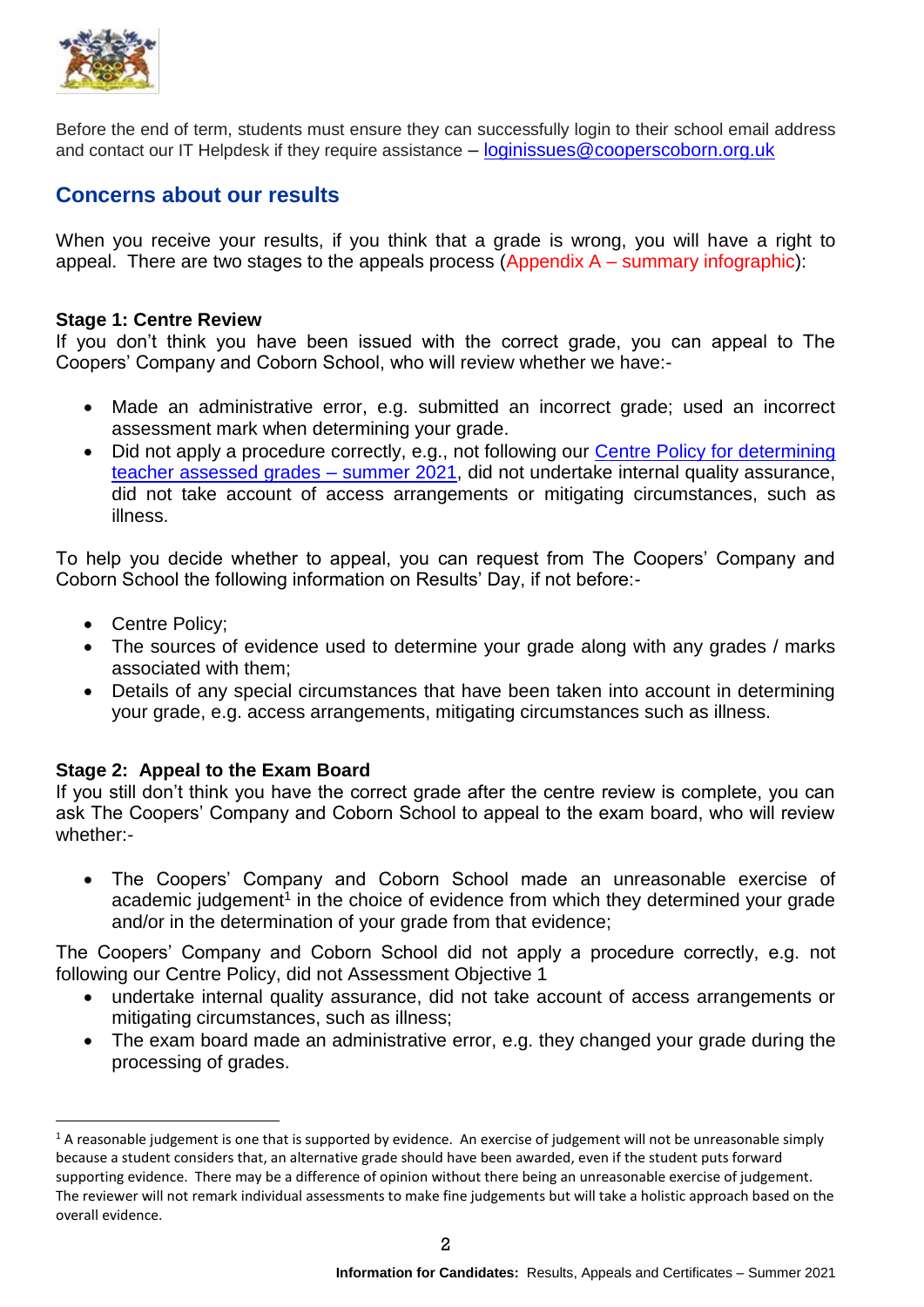Before the end of term, students must ensure they can successfully login to their school email address and contact our IT Helpdesk if they require assistance – loginissues@cooperscoborn.org.uk

## Concerns about our results

When you receive your results, if you think that a grade is wrong, you will have a right to appeal. There are two stages to the appeals process (Appendix A – summary infographic):

**Stage 1: Centre Review**
If you don't think you have been issued with the correct grade, you can appeal to The Coopers' Company and Coborn School, who will review whether we have:-

- Made an administrative error, e.g. submitted an incorrect grade; used an incorrect assessment mark when determining your grade.
- Did not apply a procedure correctly, e.g., not following our Centre Policy for determining teacher assessed grades – summer 2021, did not undertake internal quality assurance, did not take account of access arrangements or mitigating circumstances, such as illness.

To help you decide whether to appeal, you can request from The Coopers' Company and Coborn School the following information on Results' Day, if not before:-

- Centre Policy;
- The sources of evidence used to determine your grade along with any grades / marks associated with them;
- Details of any special circumstances that have been taken into account in determining your grade, e.g. access arrangements, mitigating circumstances such as illness.

**Stage 2: Appeal to the Exam Board**
If you still don't think you have the correct grade after the centre review is complete, you can ask The Coopers' Company and Coborn School to appeal to the exam board, who will review whether:-

- The Coopers' Company and Coborn School made an unreasonable exercise of academic judgement[1] in the choice of evidence from which they determined your grade and/or in the determination of your grade from that evidence;

The Coopers' Company and Coborn School did not apply a procedure correctly, e.g. not following our Centre Policy, did not Assessment Objective 1

- undertake internal quality assurance, did not take account of access arrangements or mitigating circumstances, such as illness;
- The exam board made an administrative error, e.g. they changed your grade during the processing of grades.

---

[1] A reasonable judgement is one that is supported by evidence. An exercise of judgement will not be unreasonable simply because a student considers that, an alternative grade should have been awarded, even if the student puts forward supporting evidence. There may be a difference of opinion without there being an unreasonable exercise of judgement. The reviewer will not remark individual assessments to make fine judgements but will take a holistic approach based on the overall evidence.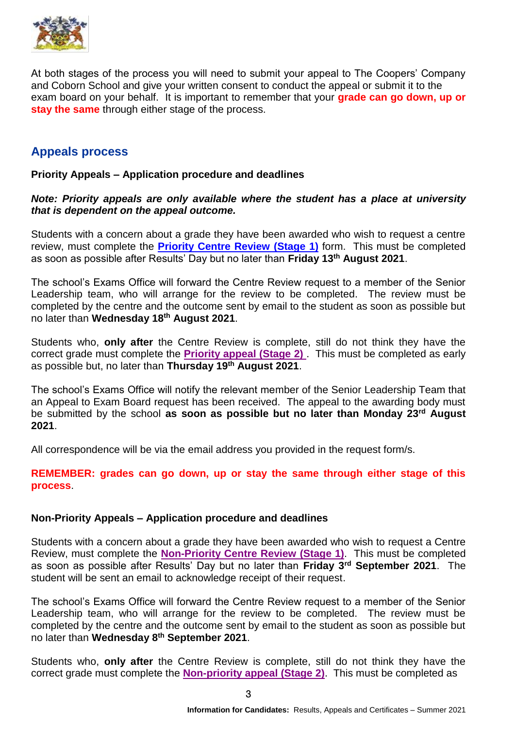At both stages of the process you will need to submit your appeal to The Coopers' Company and Coborn School and give your written consent to conduct the appeal or submit it to the exam board on your behalf. It is important to remember that your **grade can go down, up or stay the same** through either stage of the process.

## Appeals process

**Priority Appeals – Application procedure and deadlines**

***Note: Priority appeals are only available where the student has a place at university that is dependent on the appeal outcome.***

Students with a concern about a grade they have been awarded who wish to request a centre review, must complete the **Priority Centre Review (Stage 1)** form. This must be completed as soon as possible after Results' Day but no later than **Friday 13th August 2021**.

The school's Exams Office will forward the Centre Review request to a member of the Senior Leadership team, who will arrange for the review to be completed. The review must be completed by the centre and the outcome sent by email to the student as soon as possible but no later than **Wednesday 18th August 2021**.

Students who, **only after** the Centre Review is complete, still do not think they have the correct grade must complete the **Priority appeal (Stage 2)** . This must be completed as early as possible but, no later than **Thursday 19th August 2021**.

The school's Exams Office will notify the relevant member of the Senior Leadership Team that an Appeal to Exam Board request has been received. The appeal to the awarding body must be submitted by the school **as soon as possible but no later than Monday 23rd August 2021**.

All correspondence will be via the email address you provided in the request form/s.

**REMEMBER: grades can go down, up or stay the same through either stage of this process**.

**Non-Priority Appeals – Application procedure and deadlines**

Students with a concern about a grade they have been awarded who wish to request a Centre Review, must complete the **Non-Priority Centre Review (Stage 1)**. This must be completed as soon as possible after Results' Day but no later than **Friday 3rd September 2021**. The student will be sent an email to acknowledge receipt of their request.

The school's Exams Office will forward the Centre Review request to a member of the Senior Leadership team, who will arrange for the review to be completed. The review must be completed by the centre and the outcome sent by email to the student as soon as possible but no later than **Wednesday 8th September 2021**.

Students who, **only after** the Centre Review is complete, still do not think they have the correct grade must complete the **Non-priority appeal (Stage 2)**. This must be completed as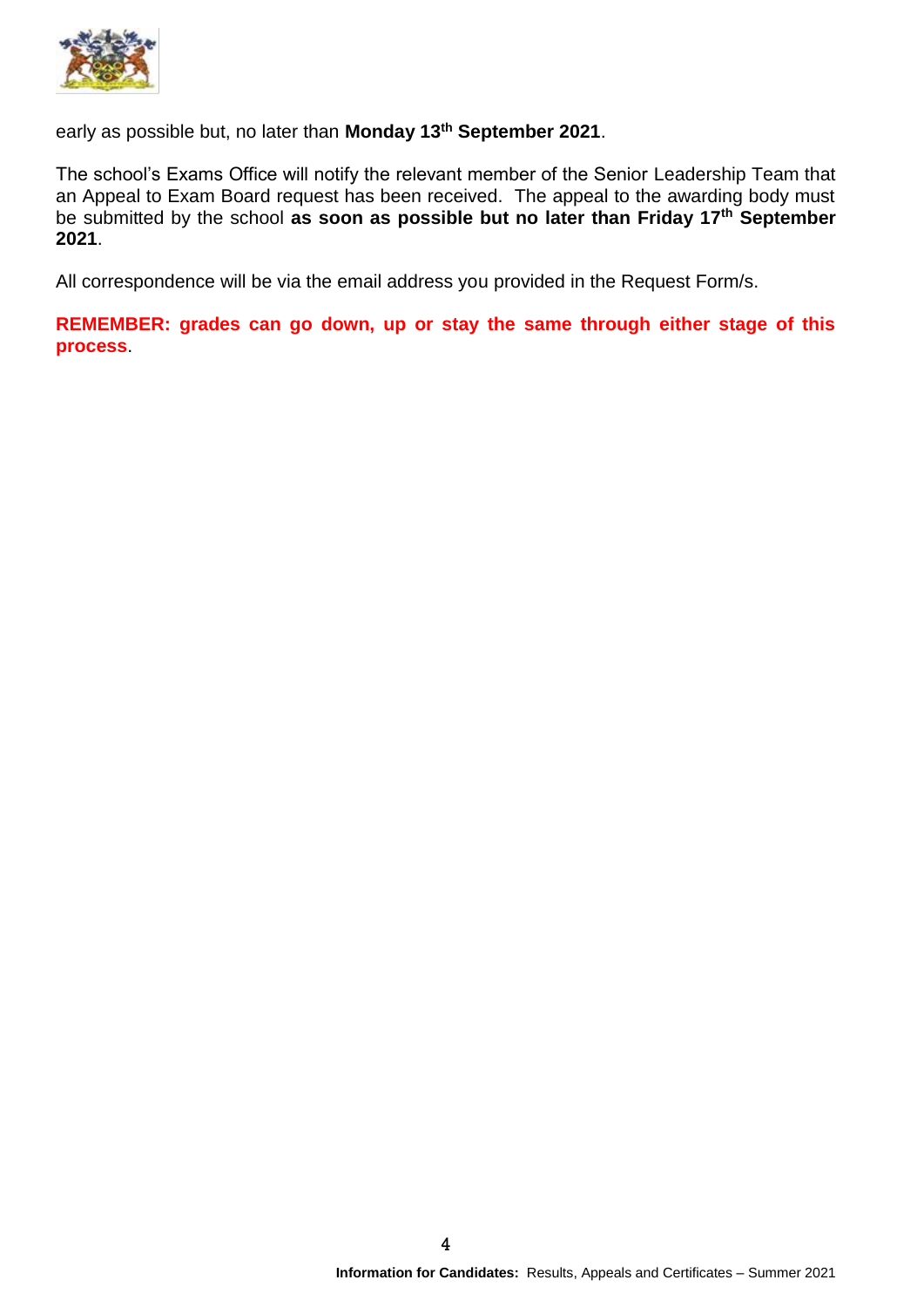early as possible but, no later than **Monday 13th September 2021**.

The school's Exams Office will notify the relevant member of the Senior Leadership Team that an Appeal to Exam Board request has been received. The appeal to the awarding body must be submitted by the school **as soon as possible but no later than Friday 17th September 2021**.

All correspondence will be via the email address you provided in the Request Form/s.

**REMEMBER: grades can go down, up or stay the same through either stage of this process**.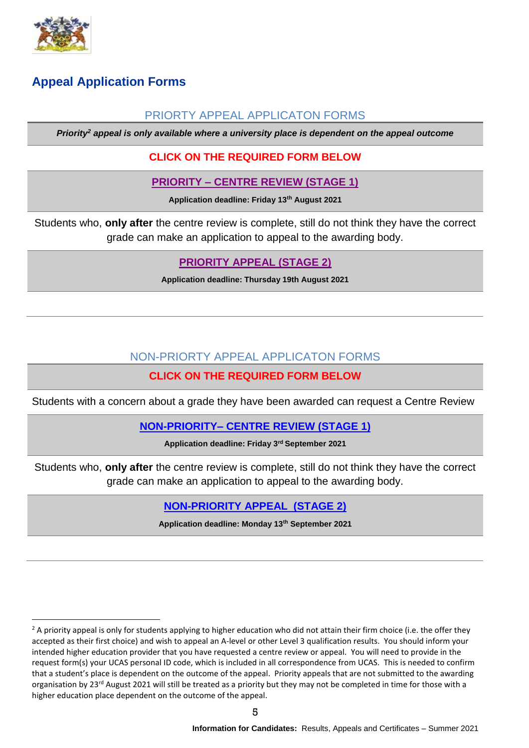## Appeal Application Forms

### PRIORTY APPEAL APPLICATON FORMS

***Priority[2] appeal is only available where a university place is dependent on the appeal outcome***

**CLICK ON THE REQUIRED FORM BELOW**

**PRIORITY – CENTRE REVIEW (STAGE 1)**

**Application deadline: Friday 13th August 2021**

Students who, **only after** the centre review is complete, still do not think they have the correct grade can make an application to appeal to the awarding body.

**PRIORITY APPEAL (STAGE 2)**

**Application deadline: Thursday 19th August 2021**

### NON-PRIORTY APPEAL APPLICATON FORMS

**CLICK ON THE REQUIRED FORM BELOW**

Students with a concern about a grade they have been awarded can request a Centre Review

**NON-PRIORITY– CENTRE REVIEW (STAGE 1)**

**Application deadline: Friday 3rd September 2021**

Students who, **only after** the centre review is complete, still do not think they have the correct grade can make an application to appeal to the awarding body.

**NON-PRIORITY APPEAL (STAGE 2)**

**Application deadline: Monday 13th September 2021**

---

[2] A priority appeal is only for students applying to higher education who did not attain their firm choice (i.e. the offer they accepted as their first choice) and wish to appeal an A-level or other Level 3 qualification results. You should inform your intended higher education provider that you have requested a centre review or appeal. You will need to provide in the request form(s) your UCAS personal ID code, which is included in all correspondence from UCAS. This is needed to confirm that a student's place is dependent on the outcome of the appeal. Priority appeals that are not submitted to the awarding organisation by 23rd August 2021 will still be treated as a priority but they may not be completed in time for those with a higher education place dependent on the outcome of the appeal.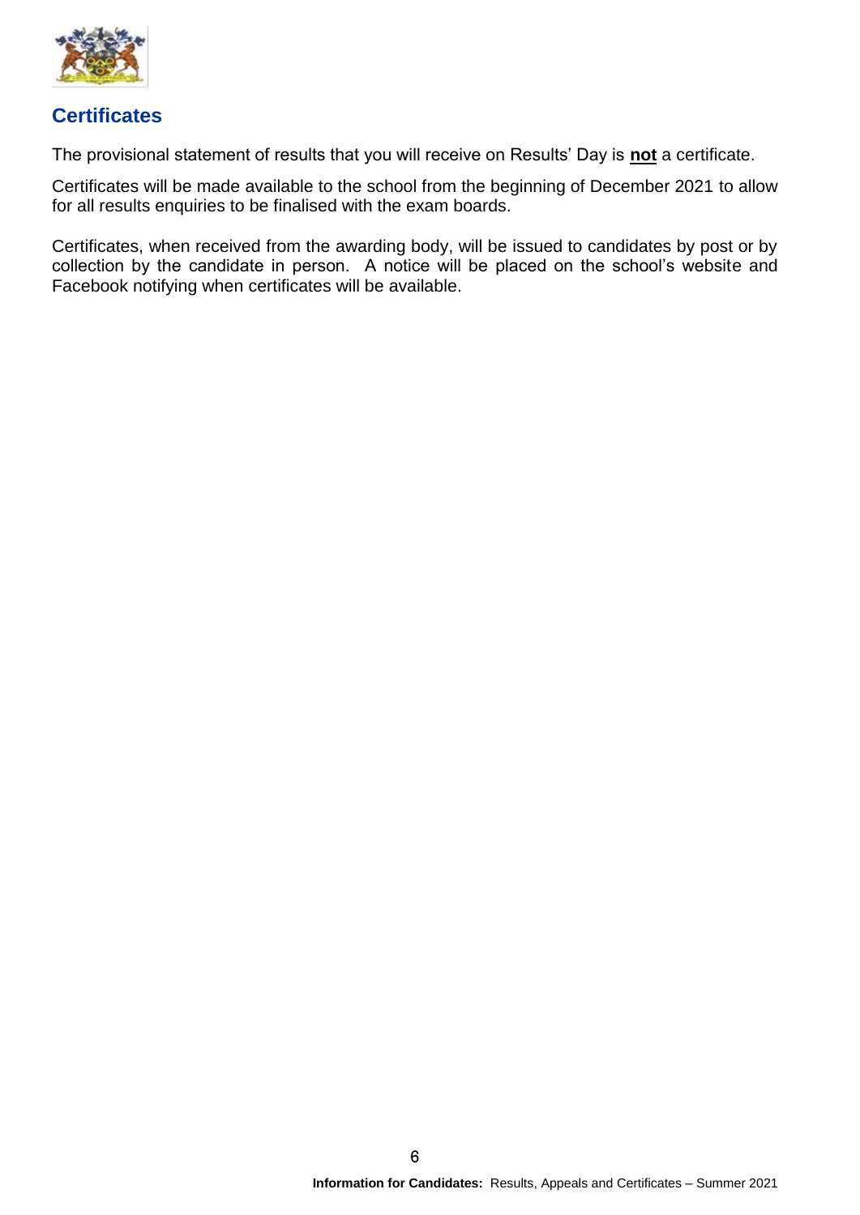## Certificates

The provisional statement of results that you will receive on Results' Day is **not** a certificate.

Certificates will be made available to the school from the beginning of December 2021 to allow for all results enquiries to be finalised with the exam boards.

Certificates, when received from the awarding body, will be issued to candidates by post or by collection by the candidate in person. A notice will be placed on the school's website and Facebook notifying when certificates will be available.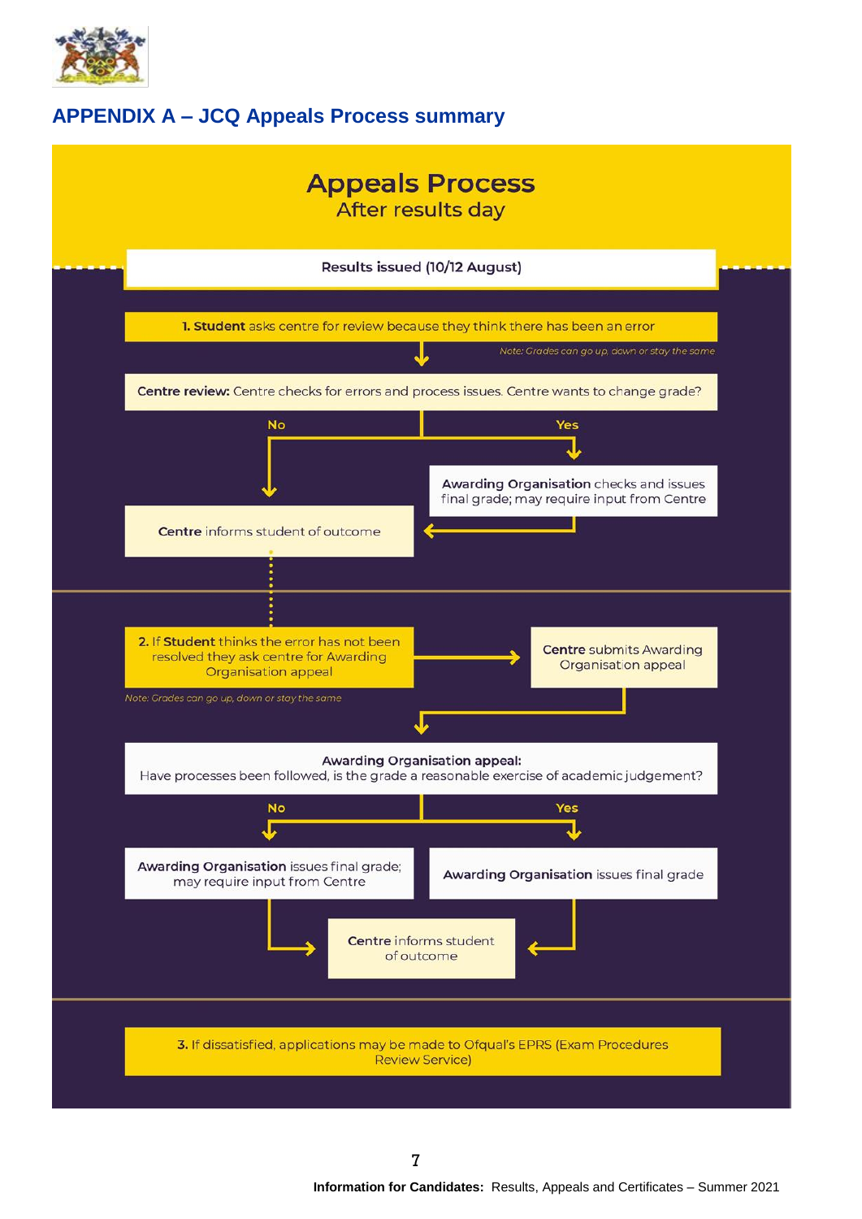## APPENDIX A – JCQ Appeals Process summary

# Appeals Process

After results day

Results issued (10/12 August)

**1. Student** asks centre for review because they think there has been an error

*Note: Grades can go up, down or stay the same*

**Centre review:** Centre checks for errors and process issues. Centre wants to change grade?

No

Yes

**Awarding Organisation** checks and issues final grade; may require input from Centre

**Centre** informs student of outcome

**2.** If **Student** thinks the error has not been resolved they ask centre for Awarding Organisation appeal

*Note: Grades can go up, down or stay the same*

**Centre** submits Awarding Organisation appeal

**Awarding Organisation appeal:**
Have processes been followed, is the grade a reasonable exercise of academic judgement?

No

Yes

**Awarding Organisation** issues final grade; may require input from Centre

**Awarding Organisation** issues final grade

**Centre** informs student of outcome

**3.** If dissatisfied, applications may be made to Ofqual's EPRS (Exam Procedures Review Service)